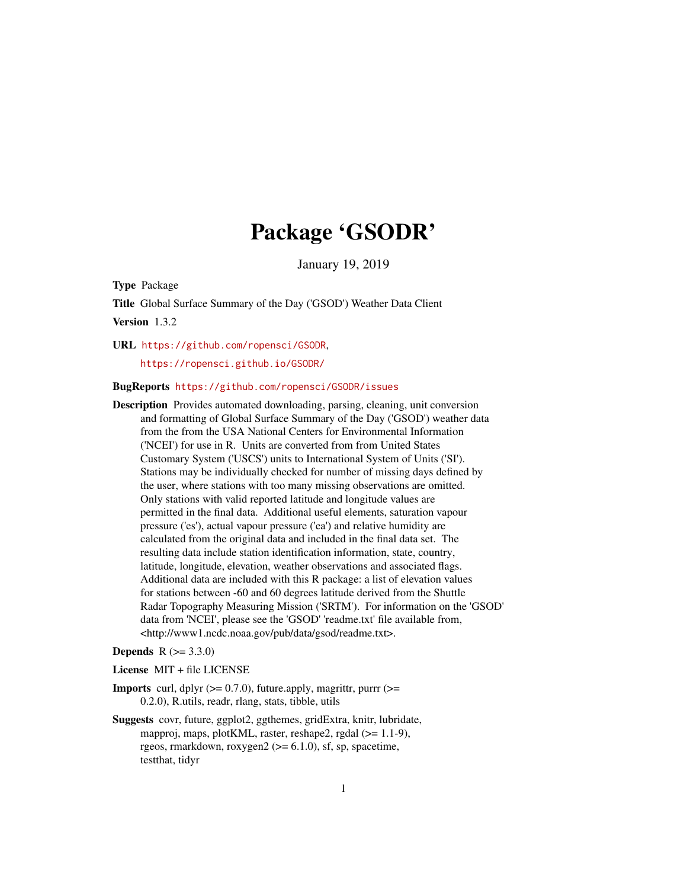# Package 'GSODR'

January 19, 2019

**Type** Package

**Title** Global Surface Summary of the Day ('GSOD') Weather Data Client

**Version** 1.3.2

**URL** https://github.com/ropensci/GSODR,
https://ropensci.github.io/GSODR/

**BugReports** https://github.com/ropensci/GSODR/issues

**Description** Provides automated downloading, parsing, cleaning, unit conversion and formatting of Global Surface Summary of the Day ('GSOD') weather data from the from the USA National Centers for Environmental Information ('NCEI') for use in R. Units are converted from from United States Customary System ('USCS') units to International System of Units ('SI'). Stations may be individually checked for number of missing days defined by the user, where stations with too many missing observations are omitted. Only stations with valid reported latitude and longitude values are permitted in the final data. Additional useful elements, saturation vapour pressure ('es'), actual vapour pressure ('ea') and relative humidity are calculated from the original data and included in the final data set. The resulting data include station identification information, state, country, latitude, longitude, elevation, weather observations and associated flags. Additional data are included with this R package: a list of elevation values for stations between -60 and 60 degrees latitude derived from the Shuttle Radar Topography Measuring Mission ('SRTM'). For information on the 'GSOD' data from 'NCEI', please see the 'GSOD' 'readme.txt' file available from, <http://www1.ncdc.noaa.gov/pub/data/gsod/readme.txt>.

**Depends** R (>= 3.3.0)

**License** MIT + file LICENSE

**Imports** curl, dplyr (>= 0.7.0), future.apply, magrittr, purrr (>= 0.2.0), R.utils, readr, rlang, stats, tibble, utils

**Suggests** covr, future, ggplot2, ggthemes, gridExtra, knitr, lubridate, mapproj, maps, plotKML, raster, reshape2, rgdal (>= 1.1-9), rgeos, rmarkdown, roxygen2 (>= 6.1.0), sf, sp, spacetime, testthat, tidyr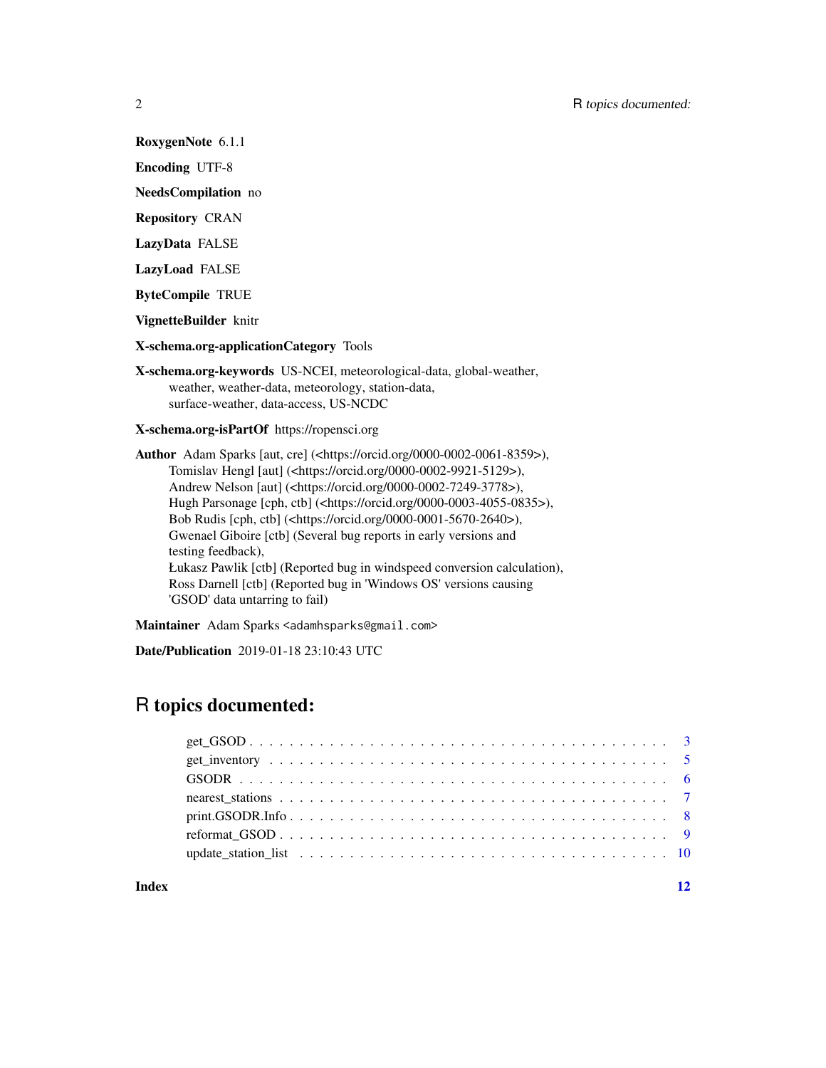**RoxygenNote** 6.1.1

**Encoding** UTF-8

**NeedsCompilation** no

**Repository** CRAN

**LazyData** FALSE

**LazyLoad** FALSE

**ByteCompile** TRUE

**VignetteBuilder** knitr

**X-schema.org-applicationCategory** Tools

**X-schema.org-keywords** US-NCEI, meteorological-data, global-weather, weather, weather-data, meteorology, station-data, surface-weather, data-access, US-NCDC

**X-schema.org-isPartOf** https://ropensci.org

**Author** Adam Sparks [aut, cre] (<https://orcid.org/0000-0002-0061-8359>), Tomislav Hengl [aut] (<https://orcid.org/0000-0002-9921-5129>), Andrew Nelson [aut] (<https://orcid.org/0000-0002-7249-3778>), Hugh Parsonage [cph, ctb] (<https://orcid.org/0000-0003-4055-0835>), Bob Rudis [cph, ctb] (<https://orcid.org/0000-0001-5670-2640>), Gwenael Giboire [ctb] (Several bug reports in early versions and testing feedback), Łukasz Pawlik [ctb] (Reported bug in windspeed conversion calculation), Ross Darnell [ctb] (Reported bug in 'Windows OS' versions causing 'GSOD' data untarring to fail)

**Maintainer** Adam Sparks <adamhsparks@gmail.com>

**Date/Publication** 2019-01-18 23:10:43 UTC

# R topics documented:

- get_GSOD . . . . . . . . . . 3
- get_inventory . . . . . . . . . . 5
- GSODR . . . . . . . . . . 6
- nearest_stations . . . . . . . . . . 7
- print.GSODR.Info . . . . . . . . . . 8
- reformat_GSOD . . . . . . . . . . 9
- update_station_list . . . . . . . . . . 10

**Index** **12**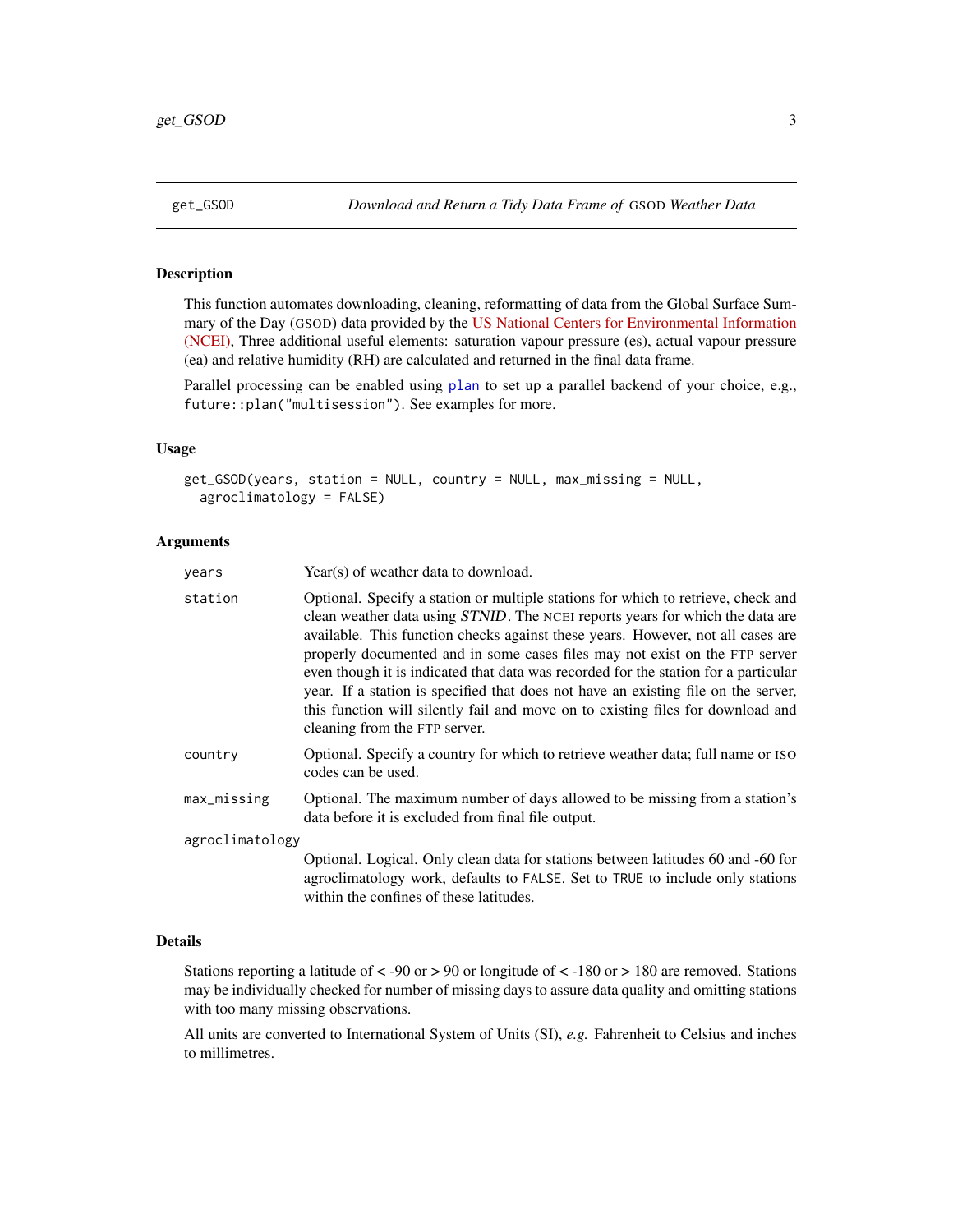## get_GSOD *Download and Return a Tidy Data Frame of GSOD Weather Data*

### Description

This function automates downloading, cleaning, reformatting of data from the Global Surface Summary of the Day (GSOD) data provided by the US National Centers for Environmental Information (NCEI), Three additional useful elements: saturation vapour pressure (es), actual vapour pressure (ea) and relative humidity (RH) are calculated and returned in the final data frame.

Parallel processing can be enabled using `plan` to set up a parallel backend of your choice, e.g., `future::plan("multisession")`. See examples for more.

### Usage

```
get_GSOD(years, station = NULL, country = NULL, max_missing = NULL,
  agroclimatology = FALSE)
```

### Arguments

| | |
|---|---|
| `years` | Year(s) of weather data to download. |
| `station` | Optional. Specify a station or multiple stations for which to retrieve, check and clean weather data using *STNID*. The NCEI reports years for which the data are available. This function checks against these years. However, not all cases are properly documented and in some cases files may not exist on the FTP server even though it is indicated that data was recorded for the station for a particular year. If a station is specified that does not have an existing file on the server, this function will silently fail and move on to existing files for download and cleaning from the FTP server. |
| `country` | Optional. Specify a country for which to retrieve weather data; full name or ISO codes can be used. |
| `max_missing` | Optional. The maximum number of days allowed to be missing from a station's data before it is excluded from final file output. |
| `agroclimatology` | Optional. Logical. Only clean data for stations between latitudes 60 and -60 for agroclimatology work, defaults to `FALSE`. Set to `TRUE` to include only stations within the confines of these latitudes. |

### Details

Stations reporting a latitude of < -90 or > 90 or longitude of < -180 or > 180 are removed. Stations may be individually checked for number of missing days to assure data quality and omitting stations with too many missing observations.

All units are converted to International System of Units (SI), *e.g.* Fahrenheit to Celsius and inches to millimetres.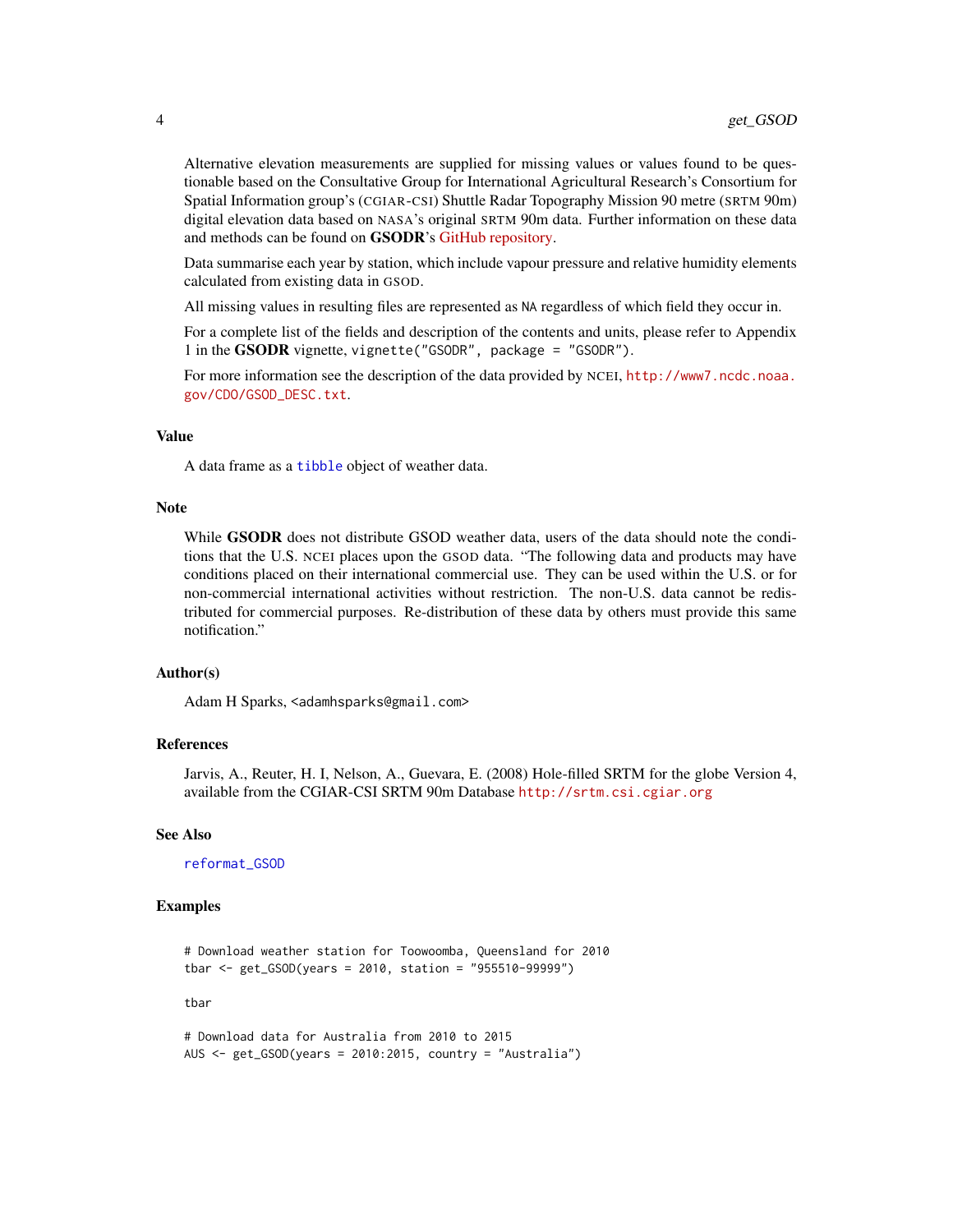Alternative elevation measurements are supplied for missing values or values found to be questionable based on the Consultative Group for International Agricultural Research's Consortium for Spatial Information group's (CGIAR-CSI) Shuttle Radar Topography Mission 90 metre (SRTM 90m) digital elevation data based on NASA's original SRTM 90m data. Further information on these data and methods can be found on **GSODR**'s GitHub repository.

Data summarise each year by station, which include vapour pressure and relative humidity elements calculated from existing data in GSOD.

All missing values in resulting files are represented as `NA` regardless of which field they occur in.

For a complete list of the fields and description of the contents and units, please refer to Appendix 1 in the **GSODR** vignette, `vignette("GSODR", package = "GSODR")`.

For more information see the description of the data provided by NCEI, `http://www7.ncdc.noaa.gov/CDO/GSOD_DESC.txt`.

### Value

A data frame as a `tibble` object of weather data.

### Note

While **GSODR** does not distribute GSOD weather data, users of the data should note the conditions that the U.S. NCEI places upon the GSOD data. "The following data and products may have conditions placed on their international commercial use. They can be used within the U.S. or for non-commercial international activities without restriction. The non-U.S. data cannot be redistributed for commercial purposes. Re-distribution of these data by others must provide this same notification."

### Author(s)

Adam H Sparks, <adamhsparks@gmail.com>

### References

Jarvis, A., Reuter, H. I, Nelson, A., Guevara, E. (2008) Hole-filled SRTM for the globe Version 4, available from the CGIAR-CSI SRTM 90m Database `http://srtm.csi.cgiar.org`

### See Also

`reformat_GSOD`

### Examples

```
# Download weather station for Toowoomba, Queensland for 2010
tbar <- get_GSOD(years = 2010, station = "955510-99999")

tbar

# Download data for Australia from 2010 to 2015
AUS <- get_GSOD(years = 2010:2015, country = "Australia")
```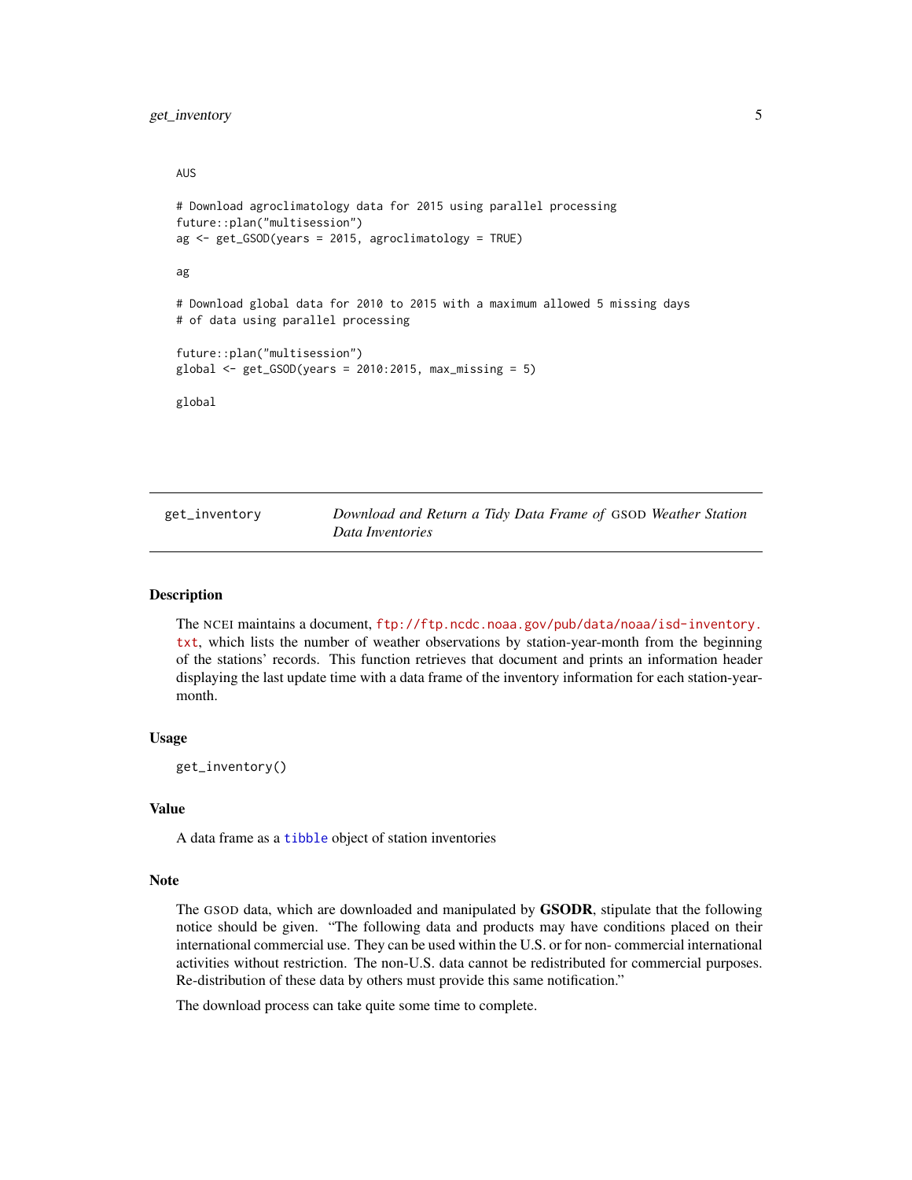```
AUS

# Download agroclimatology data for 2015 using parallel processing
future::plan("multisession")
ag <- get_GSOD(years = 2015, agroclimatology = TRUE)

ag

# Download global data for 2010 to 2015 with a maximum allowed 5 missing days
# of data using parallel processing

future::plan("multisession")
global <- get_GSOD(years = 2010:2015, max_missing = 5)

global
```

---

## get_inventory — *Download and Return a Tidy Data Frame of GSOD Weather Station Data Inventories*

### Description

The NCEI maintains a document, ftp://ftp.ncdc.noaa.gov/pub/data/noaa/isd-inventory.txt, which lists the number of weather observations by station-year-month from the beginning of the stations' records. This function retrieves that document and prints an information header displaying the last update time with a data frame of the inventory information for each station-year-month.

### Usage

```
get_inventory()
```

### Value

A data frame as a `tibble` object of station inventories

### Note

The GSOD data, which are downloaded and manipulated by **GSODR**, stipulate that the following notice should be given. "The following data and products may have conditions placed on their international commercial use. They can be used within the U.S. or for non- commercial international activities without restriction. The non-U.S. data cannot be redistributed for commercial purposes. Re-distribution of these data by others must provide this same notification."

The download process can take quite some time to complete.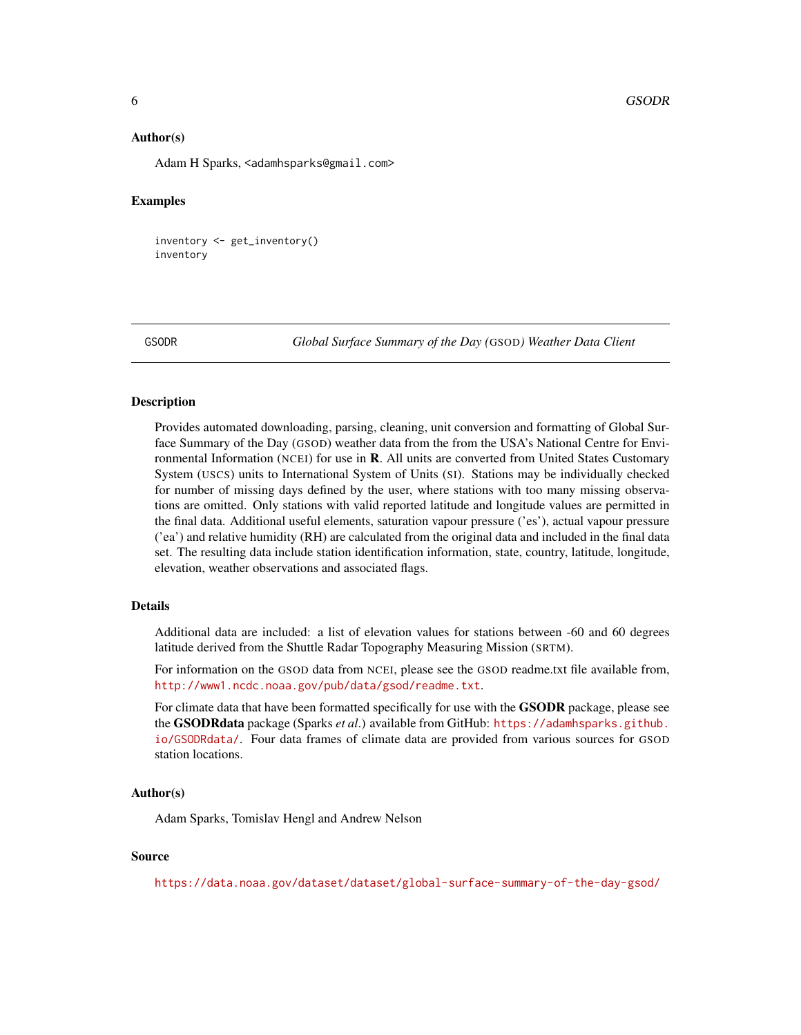### Author(s)

Adam H Sparks, <adamhsparks@gmail.com>

### Examples

```
inventory <- get_inventory()
inventory
```

## GSODR — *Global Surface Summary of the Day (GSOD) Weather Data Client*

### Description

Provides automated downloading, parsing, cleaning, unit conversion and formatting of Global Surface Summary of the Day (GSOD) weather data from the from the USA's National Centre for Environmental Information (NCEI) for use in **R**. All units are converted from United States Customary System (USCS) units to International System of Units (SI). Stations may be individually checked for number of missing days defined by the user, where stations with too many missing observations are omitted. Only stations with valid reported latitude and longitude values are permitted in the final data. Additional useful elements, saturation vapour pressure ('es'), actual vapour pressure ('ea') and relative humidity (RH) are calculated from the original data and included in the final data set. The resulting data include station identification information, state, country, latitude, longitude, elevation, weather observations and associated flags.

### Details

Additional data are included: a list of elevation values for stations between -60 and 60 degrees latitude derived from the Shuttle Radar Topography Measuring Mission (SRTM).

For information on the GSOD data from NCEI, please see the GSOD readme.txt file available from, http://www1.ncdc.noaa.gov/pub/data/gsod/readme.txt.

For climate data that have been formatted specifically for use with the **GSODR** package, please see the **GSODRdata** package (Sparks *et al.*) available from GitHub: https://adamhsparks.github.io/GSODRdata/. Four data frames of climate data are provided from various sources for GSOD station locations.

### Author(s)

Adam Sparks, Tomislav Hengl and Andrew Nelson

### Source

https://data.noaa.gov/dataset/dataset/global-surface-summary-of-the-day-gsod/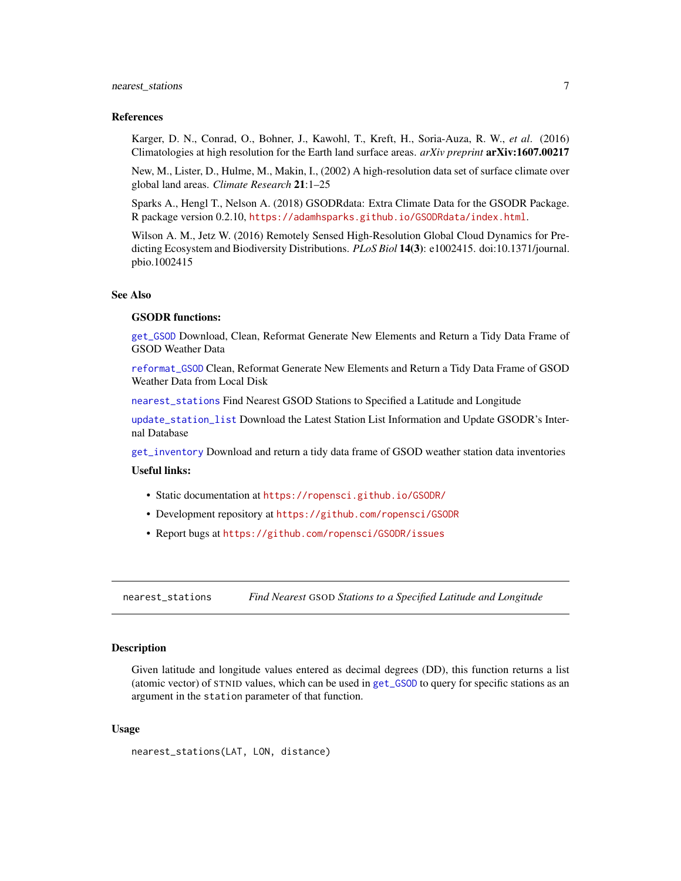### References

Karger, D. N., Conrad, O., Bohner, J., Kawohl, T., Kreft, H., Soria-Auza, R. W., *et al*. (2016) Climatologies at high resolution for the Earth land surface areas. *arXiv preprint* **arXiv:1607.00217**

New, M., Lister, D., Hulme, M., Makin, I., (2002) A high-resolution data set of surface climate over global land areas. *Climate Research* **21**:1–25

Sparks A., Hengl T., Nelson A. (2018) GSODRdata: Extra Climate Data for the GSODR Package. R package version 0.2.10, https://adamhsparks.github.io/GSODRdata/index.html.

Wilson A. M., Jetz W. (2016) Remotely Sensed High-Resolution Global Cloud Dynamics for Predicting Ecosystem and Biodiversity Distributions. *PLoS Biol* **14(3)**: e1002415. doi:10.1371/journal.pbio.1002415

### See Also

**GSODR functions:**

`get_GSOD` Download, Clean, Reformat Generate New Elements and Return a Tidy Data Frame of GSOD Weather Data

`reformat_GSOD` Clean, Reformat Generate New Elements and Return a Tidy Data Frame of GSOD Weather Data from Local Disk

`nearest_stations` Find Nearest GSOD Stations to Specified a Latitude and Longitude

`update_station_list` Download the Latest Station List Information and Update GSODR's Internal Database

`get_inventory` Download and return a tidy data frame of GSOD weather station data inventories

**Useful links:**

- Static documentation at https://ropensci.github.io/GSODR/
- Development repository at https://github.com/ropensci/GSODR
- Report bugs at https://github.com/ropensci/GSODR/issues

---

## nearest_stations — *Find Nearest GSOD Stations to a Specified Latitude and Longitude*

### Description

Given latitude and longitude values entered as decimal degrees (DD), this function returns a list (atomic vector) of STNID values, which can be used in `get_GSOD` to query for specific stations as an argument in the `station` parameter of that function.

### Usage

```
nearest_stations(LAT, LON, distance)
```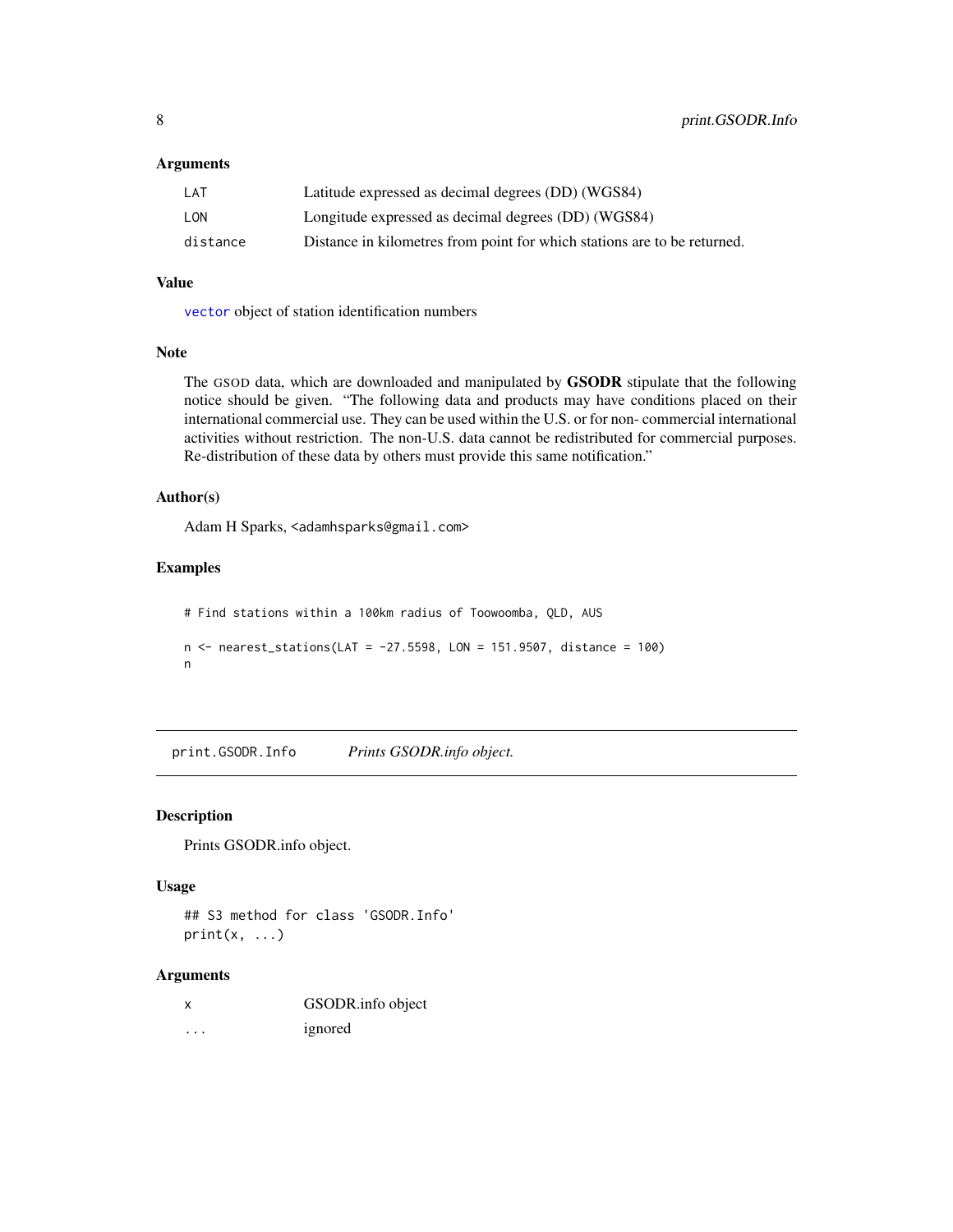### Arguments

| | |
|---|---|
| LAT | Latitude expressed as decimal degrees (DD) (WGS84) |
| LON | Longitude expressed as decimal degrees (DD) (WGS84) |
| distance | Distance in kilometres from point for which stations are to be returned. |

### Value

vector object of station identification numbers

### Note

The GSOD data, which are downloaded and manipulated by **GSODR** stipulate that the following notice should be given. "The following data and products may have conditions placed on their international commercial use. They can be used within the U.S. or for non- commercial international activities without restriction. The non-U.S. data cannot be redistributed for commercial purposes. Re-distribution of these data by others must provide this same notification."

### Author(s)

Adam H Sparks, <adamhsparks@gmail.com>

### Examples

```
# Find stations within a 100km radius of Toowoomba, QLD, AUS

n <- nearest_stations(LAT = -27.5598, LON = 151.9507, distance = 100)
n
```

---

## print.GSODR.Info — *Prints GSODR.info object.*

### Description

Prints GSODR.info object.

### Usage

```
## S3 method for class 'GSODR.Info'
print(x, ...)
```

### Arguments

| | |
|---|---|
| x | GSODR.info object |
| ... | ignored |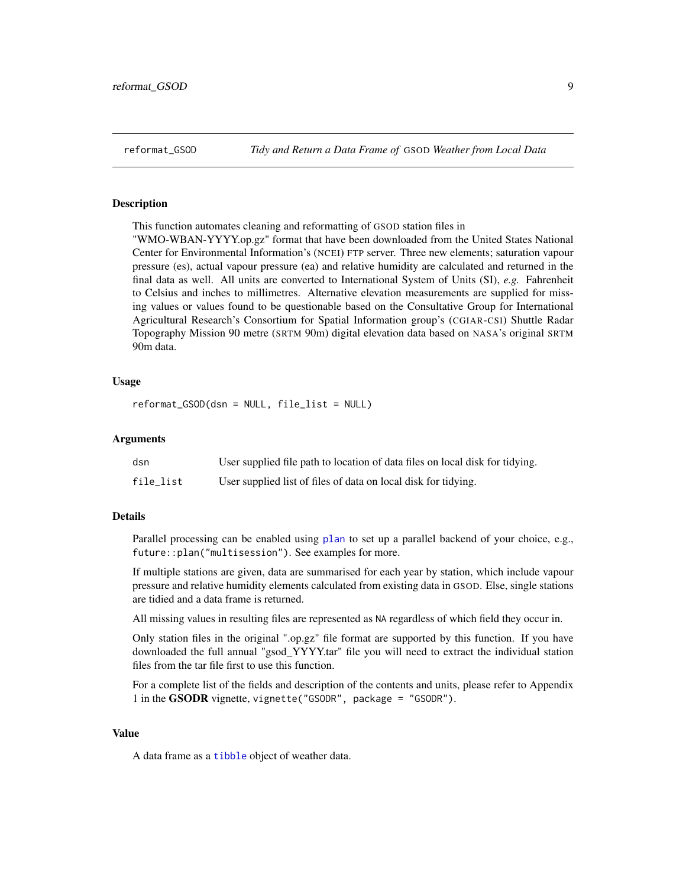## reformat_GSOD — *Tidy and Return a Data Frame of GSOD Weather from Local Data*

### Description

This function automates cleaning and reformatting of GSOD station files in "WMO-WBAN-YYYY.op.gz" format that have been downloaded from the United States National Center for Environmental Information's (NCEI) FTP server. Three new elements; saturation vapour pressure (es), actual vapour pressure (ea) and relative humidity are calculated and returned in the final data as well. All units are converted to International System of Units (SI), *e.g.* Fahrenheit to Celsius and inches to millimetres. Alternative elevation measurements are supplied for missing values or values found to be questionable based on the Consultative Group for International Agricultural Research's Consortium for Spatial Information group's (CGIAR-CSI) Shuttle Radar Topography Mission 90 metre (SRTM 90m) digital elevation data based on NASA's original SRTM 90m data.

### Usage

```
reformat_GSOD(dsn = NULL, file_list = NULL)
```

### Arguments

| | |
|---|---|
| `dsn` | User supplied file path to location of data files on local disk for tidying. |
| `file_list` | User supplied list of files of data on local disk for tidying. |

### Details

Parallel processing can be enabled using `plan` to set up a parallel backend of your choice, e.g., `future::plan("multisession")`. See examples for more.

If multiple stations are given, data are summarised for each year by station, which include vapour pressure and relative humidity elements calculated from existing data in GSOD. Else, single stations are tidied and a data frame is returned.

All missing values in resulting files are represented as `NA` regardless of which field they occur in.

Only station files in the original ".op.gz" file format are supported by this function. If you have downloaded the full annual "gsod_YYYY.tar" file you will need to extract the individual station files from the tar file first to use this function.

For a complete list of the fields and description of the contents and units, please refer to Appendix 1 in the **GSODR** vignette, `vignette("GSODR", package = "GSODR")`.

### Value

A data frame as a `tibble` object of weather data.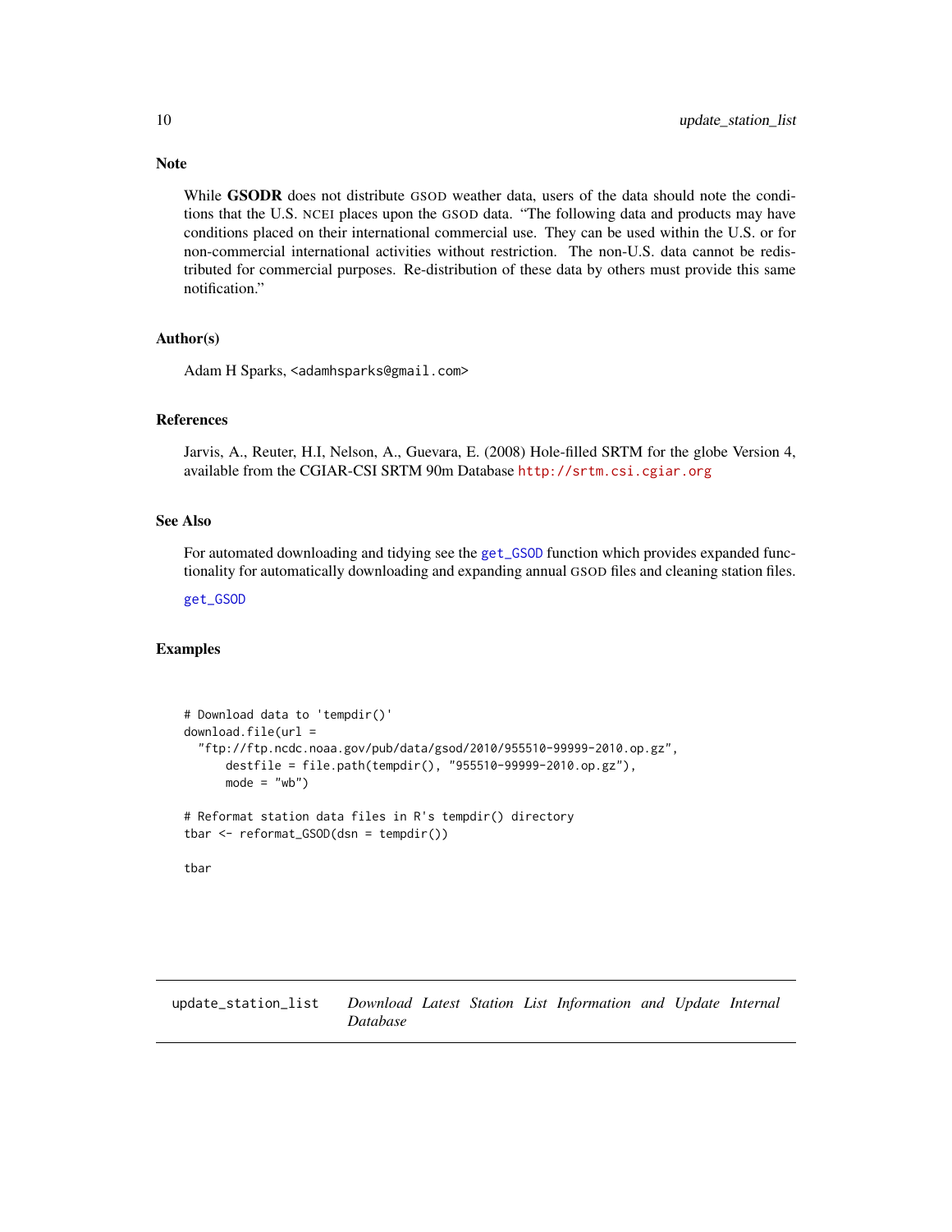## Note

While **GSODR** does not distribute GSOD weather data, users of the data should note the conditions that the U.S. NCEI places upon the GSOD data. "The following data and products may have conditions placed on their international commercial use. They can be used within the U.S. or for non-commercial international activities without restriction. The non-U.S. data cannot be redistributed for commercial purposes. Re-distribution of these data by others must provide this same notification."

## Author(s)

Adam H Sparks, <adamhsparks@gmail.com>

## References

Jarvis, A., Reuter, H.I, Nelson, A., Guevara, E. (2008) Hole-filled SRTM for the globe Version 4, available from the CGIAR-CSI SRTM 90m Database http://srtm.csi.cgiar.org

## See Also

For automated downloading and tidying see the get_GSOD function which provides expanded functionality for automatically downloading and expanding annual GSOD files and cleaning station files.

get_GSOD

## Examples

```
# Download data to 'tempdir()'
download.file(url =
  "ftp://ftp.ncdc.noaa.gov/pub/data/gsod/2010/955510-99999-2010.op.gz",
      destfile = file.path(tempdir(), "955510-99999-2010.op.gz"),
      mode = "wb")

# Reformat station data files in R's tempdir() directory
tbar <- reformat_GSOD(dsn = tempdir())

tbar
```

---

# update_station_list *Download Latest Station List Information and Update Internal Database*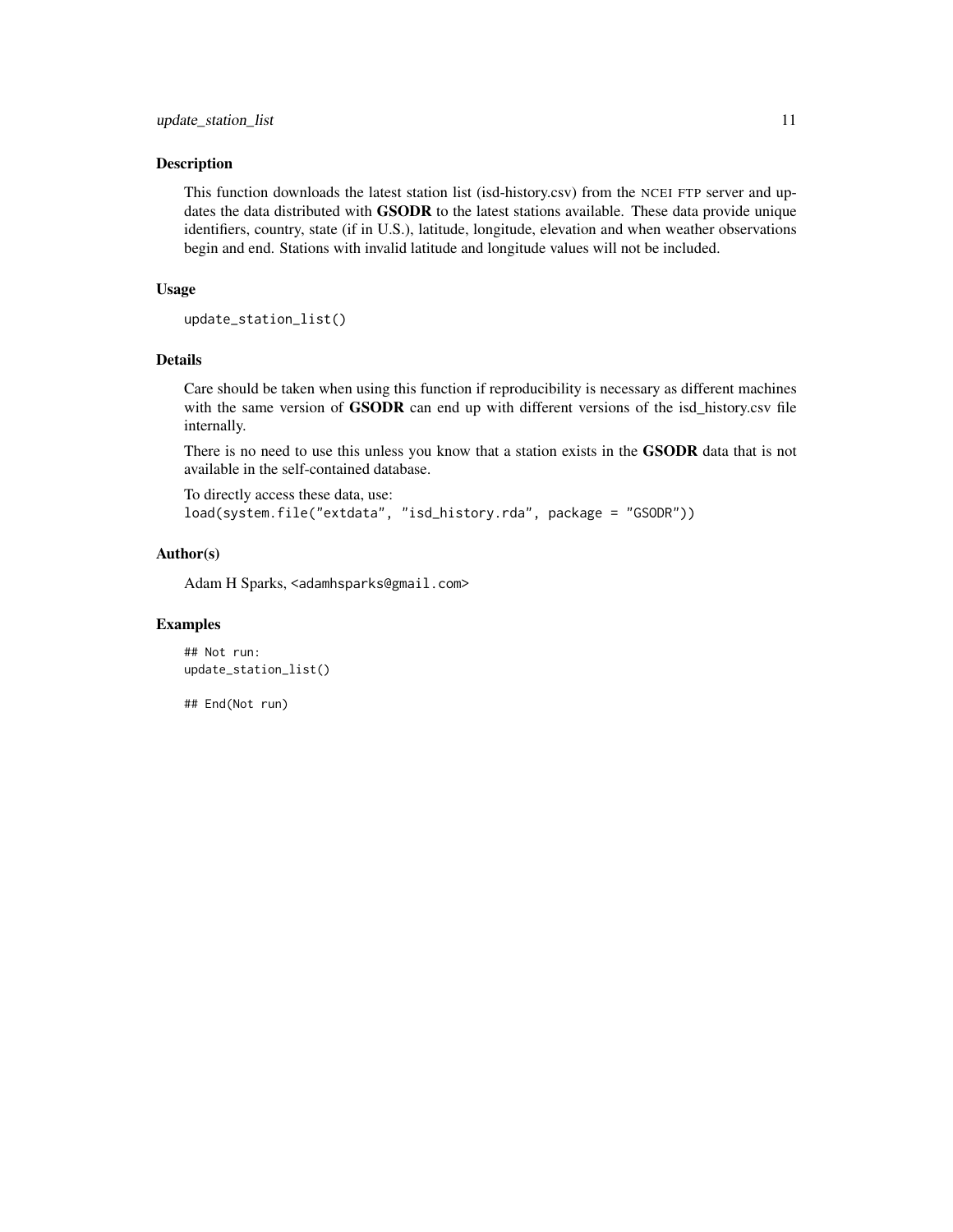## Description

This function downloads the latest station list (isd-history.csv) from the NCEI FTP server and updates the data distributed with **GSODR** to the latest stations available. These data provide unique identifiers, country, state (if in U.S.), latitude, longitude, elevation and when weather observations begin and end. Stations with invalid latitude and longitude values will not be included.

## Usage

```
update_station_list()
```

## Details

Care should be taken when using this function if reproducibility is necessary as different machines with the same version of **GSODR** can end up with different versions of the isd_history.csv file internally.

There is no need to use this unless you know that a station exists in the **GSODR** data that is not available in the self-contained database.

To directly access these data, use:
`load(system.file("extdata", "isd_history.rda", package = "GSODR"))`

## Author(s)

Adam H Sparks, <adamhsparks@gmail.com>

## Examples

```
## Not run:
update_station_list()

## End(Not run)
```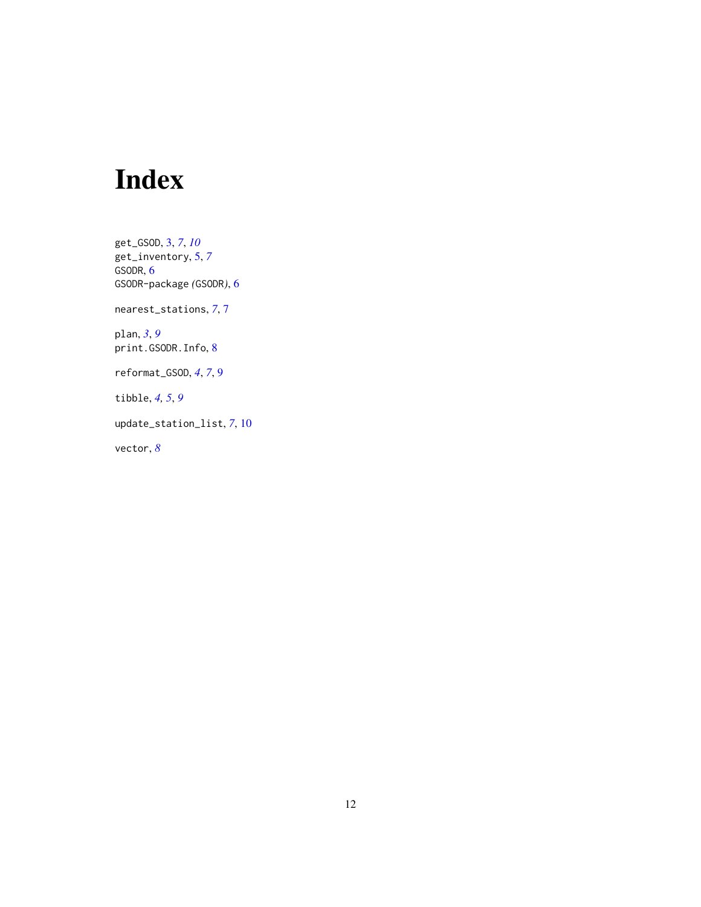# Index

get_GSOD, 3, *7*, *10*
get_inventory, 5, *7*
GSODR, 6
GSODR-package *(*GSODR*)*, 6

nearest_stations, *7*, 7

plan, *3*, *9*
print.GSODR.Info, 8

reformat_GSOD, *4*, *7*, 9

tibble, *4*, *5*, *9*

update_station_list, *7*, 10

vector, *8*